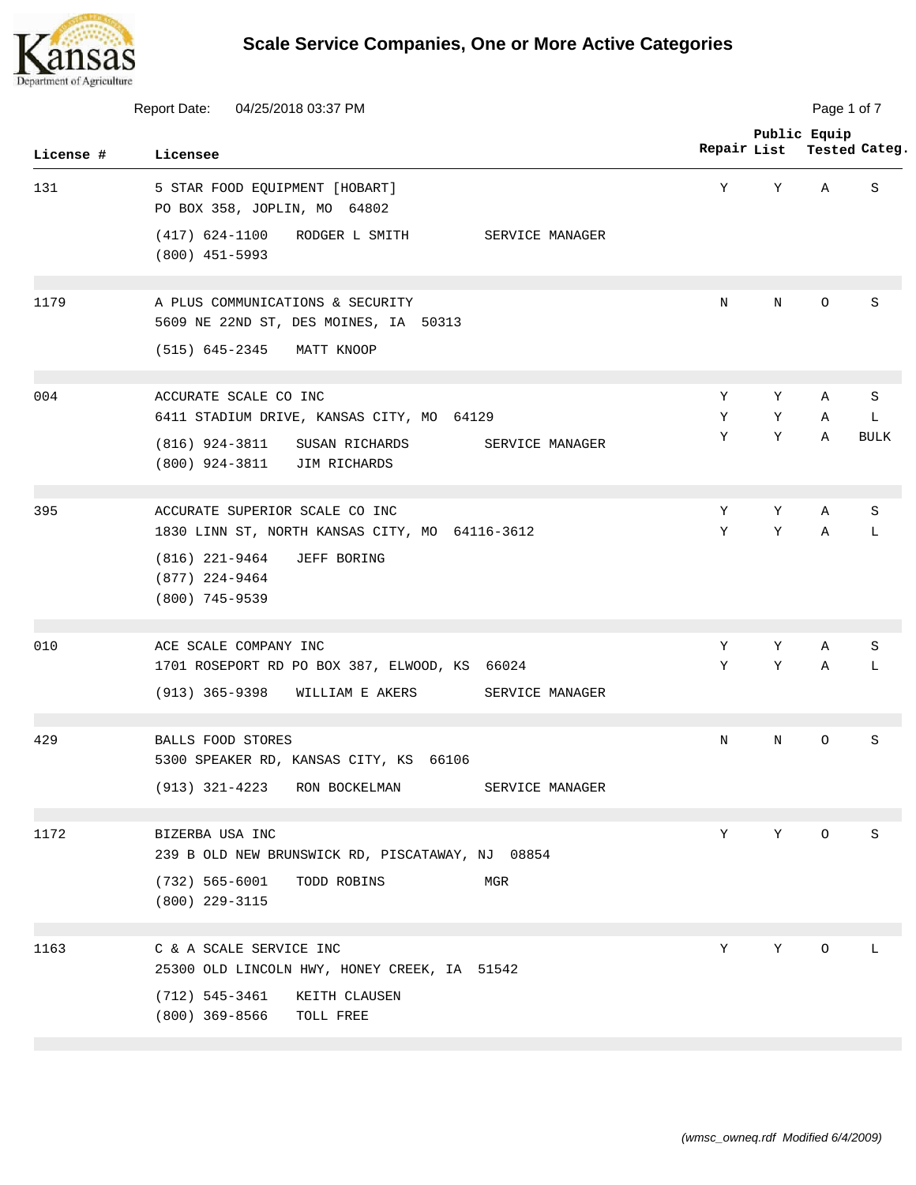# Scale Service Companies, One or More Active Categories

Report Date: 04/25/2018 03:37 PM

| License # | Licensee | Repair | Public List | Equip Tested | Categ. |
|---|---|---|---|---|---|
| 131 | 5 STAR FOOD EQUIPMENT [HOBART]<br>PO BOX 358, JOPLIN, MO 64802<br>(417) 624-1100 RODGER L SMITH SERVICE MANAGER<br>(800) 451-5993 | Y | Y | A | S |
| 1179 | A PLUS COMMUNICATIONS & SECURITY<br>5609 NE 22ND ST, DES MOINES, IA 50313<br>(515) 645-2345 MATT KNOOP | N | N | O | S |
| 004 | ACCURATE SCALE CO INC<br>6411 STADIUM DRIVE, KANSAS CITY, MO 64129<br>(816) 924-3811 SUSAN RICHARDS SERVICE MANAGER<br>(800) 924-3811 JIM RICHARDS | Y<br>Y<br>Y | Y<br>Y<br>Y | A<br>A<br>A | S<br>L<br>BULK |
| 395 | ACCURATE SUPERIOR SCALE CO INC<br>1830 LINN ST, NORTH KANSAS CITY, MO 64116-3612<br>(816) 221-9464 JEFF BORING<br>(877) 224-9464<br>(800) 745-9539 | Y<br>Y | Y<br>Y | A<br>A | S<br>L |
| 010 | ACE SCALE COMPANY INC<br>1701 ROSEPORT RD PO BOX 387, ELWOOD, KS 66024<br>(913) 365-9398 WILLIAM E AKERS SERVICE MANAGER | Y<br>Y | Y<br>Y | A<br>A | S<br>L |
| 429 | BALLS FOOD STORES<br>5300 SPEAKER RD, KANSAS CITY, KS 66106<br>(913) 321-4223 RON BOCKELMAN SERVICE MANAGER | N | N | O | S |
| 1172 | BIZERBA USA INC<br>239 B OLD NEW BRUNSWICK RD, PISCATAWAY, NJ 08854<br>(732) 565-6001 TODD ROBINS MGR<br>(800) 229-3115 | Y | Y | O | S |
| 1163 | C & A SCALE SERVICE INC<br>25300 OLD LINCOLN HWY, HONEY CREEK, IA 51542<br>(712) 545-3461 KEITH CLAUSEN<br>(800) 369-8566 TOLL FREE | Y | Y | O | L |

*(wmsc_owneq.rdf Modified 6/4/2009)*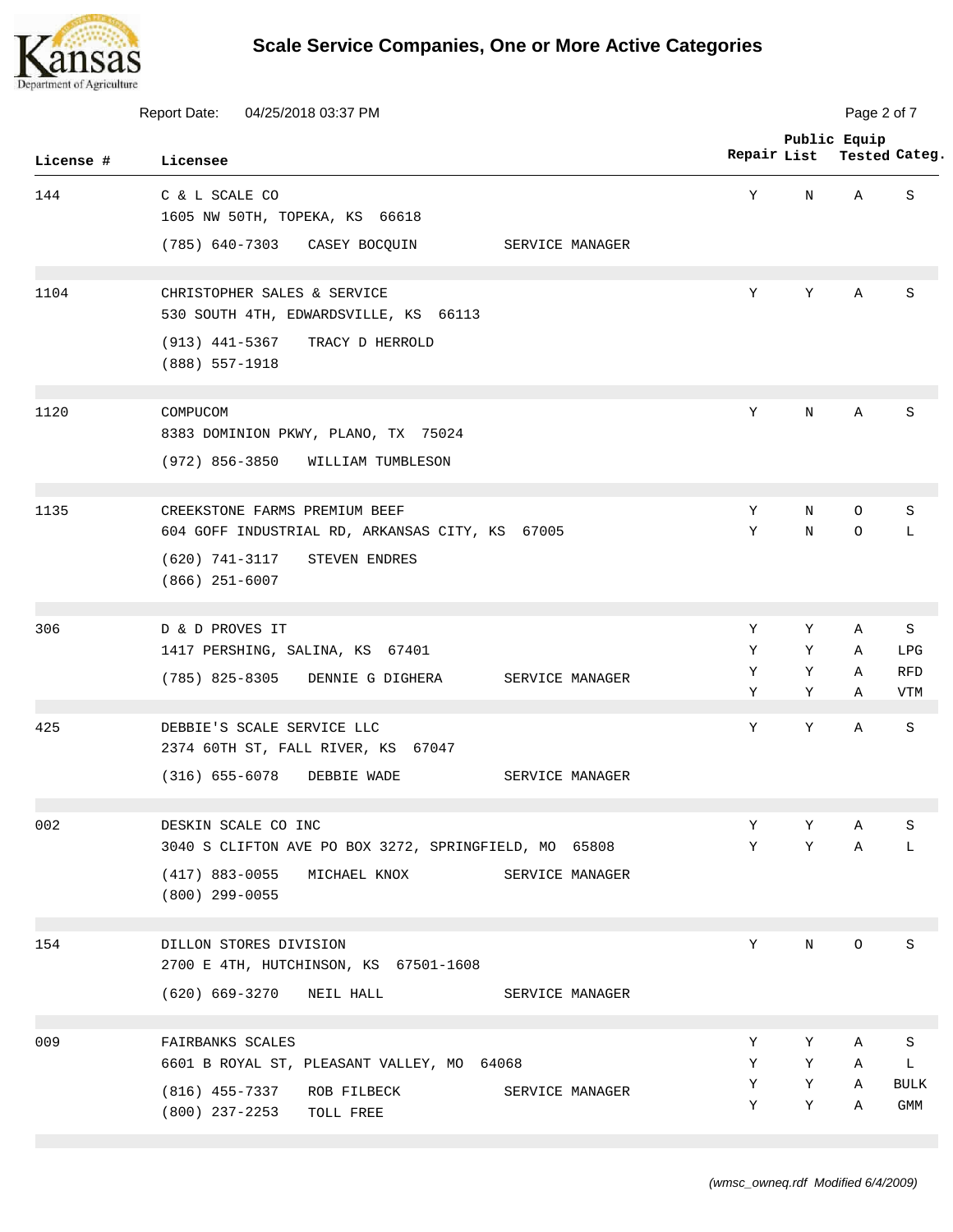# Scale Service Companies, One or More Active Categories

Report Date: 04/25/2018 03:37 PM

| License # | Licensee | Repair | Public List | Equip Tested | Categ. |
|---|---|---|---|---|---|
| 144 | C & L SCALE CO<br>1605 NW 50TH, TOPEKA, KS 66618<br>(785) 640-7303 CASEY BOCQUIN SERVICE MANAGER | Y | N | A | S |
| 1104 | CHRISTOPHER SALES & SERVICE<br>530 SOUTH 4TH, EDWARDSVILLE, KS 66113<br>(913) 441-5367 TRACY D HERROLD<br>(888) 557-1918 | Y | Y | A | S |
| 1120 | COMPUCOM<br>8383 DOMINION PKWY, PLANO, TX 75024<br>(972) 856-3850 WILLIAM TUMBLESON | Y | N | A | S |
| 1135 | CREEKSTONE FARMS PREMIUM BEEF<br>604 GOFF INDUSTRIAL RD, ARKANSAS CITY, KS 67005<br>(620) 741-3117 STEVEN ENDRES<br>(866) 251-6007 | Y<br>Y | N<br>N | O<br>O | S<br>L |
| 306 | D & D PROVES IT<br>1417 PERSHING, SALINA, KS 67401<br>(785) 825-8305 DENNIE G DIGHERA SERVICE MANAGER | Y<br>Y<br>Y<br>Y | Y<br>Y<br>Y<br>Y | A<br>A<br>A<br>A | S<br>LPG<br>RFD<br>VTM |
| 425 | DEBBIE'S SCALE SERVICE LLC<br>2374 60TH ST, FALL RIVER, KS 67047<br>(316) 655-6078 DEBBIE WADE SERVICE MANAGER | Y | Y | A | S |
| 002 | DESKIN SCALE CO INC<br>3040 S CLIFTON AVE PO BOX 3272, SPRINGFIELD, MO 65808<br>(417) 883-0055 MICHAEL KNOX SERVICE MANAGER<br>(800) 299-0055 | Y<br>Y | Y<br>Y | A<br>A | S<br>L |
| 154 | DILLON STORES DIVISION<br>2700 E 4TH, HUTCHINSON, KS 67501-1608<br>(620) 669-3270 NEIL HALL SERVICE MANAGER | Y | N | O | S |
| 009 | FAIRBANKS SCALES<br>6601 B ROYAL ST, PLEASANT VALLEY, MO 64068<br>(816) 455-7337 ROB FILBECK SERVICE MANAGER<br>(800) 237-2253 TOLL FREE | Y<br>Y<br>Y<br>Y | Y<br>Y<br>Y<br>Y | A<br>A<br>A<br>A | S<br>L<br>BULK<br>GMM |

*(wmsc_owneq.rdf Modified 6/4/2009)*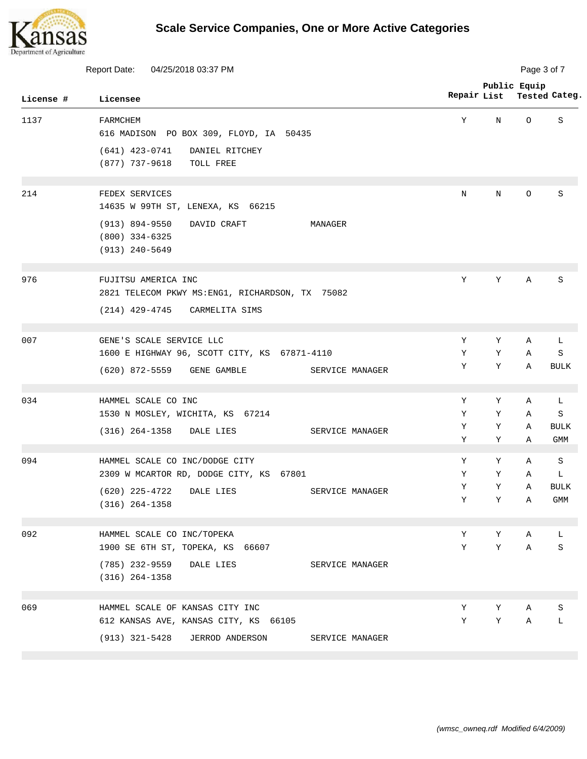# Scale Service Companies, One or More Active Categories

Report Date: 04/25/2018 03:37 PM

| License # | Licensee | Repair | Public List | Equip Tested | Categ. |
|---|---|---|---|---|---|
| 1137 | FARMCHEM<br>616 MADISON PO BOX 309, FLOYD, IA 50435<br>(641) 423-0741 DANIEL RITCHEY<br>(877) 737-9618 TOLL FREE | Y | N | O | S |
| 214 | FEDEX SERVICES<br>14635 W 99TH ST, LENEXA, KS 66215<br>(913) 894-9550 DAVID CRAFT MANAGER<br>(800) 334-6325<br>(913) 240-5649 | N | N | O | S |
| 976 | FUJITSU AMERICA INC<br>2821 TELECOM PKWY MS:ENG1, RICHARDSON, TX 75082<br>(214) 429-4745 CARMELITA SIMS | Y | Y | A | S |
| 007 | GENE'S SCALE SERVICE LLC<br>1600 E HIGHWAY 96, SCOTT CITY, KS 67871-4110<br>(620) 872-5559 GENE GAMBLE SERVICE MANAGER | Y<br>Y<br>Y | Y<br>Y<br>Y | A<br>A<br>A | L<br>S<br>BULK |
| 034 | HAMMEL SCALE CO INC<br>1530 N MOSLEY, WICHITA, KS 67214<br>(316) 264-1358 DALE LIES SERVICE MANAGER | Y<br>Y<br>Y<br>Y | Y<br>Y<br>Y<br>Y | A<br>A<br>A<br>A | L<br>S<br>BULK<br>GMM |
| 094 | HAMMEL SCALE CO INC/DODGE CITY<br>2309 W MCARTOR RD, DODGE CITY, KS 67801<br>(620) 225-4722 DALE LIES SERVICE MANAGER<br>(316) 264-1358 | Y<br>Y<br>Y<br>Y | Y<br>Y<br>Y<br>Y | A<br>A<br>A<br>A | S<br>L<br>BULK<br>GMM |
| 092 | HAMMEL SCALE CO INC/TOPEKA<br>1900 SE 6TH ST, TOPEKA, KS 66607<br>(785) 232-9559 DALE LIES SERVICE MANAGER<br>(316) 264-1358 | Y<br>Y | Y<br>Y | A<br>A | L<br>S |
| 069 | HAMMEL SCALE OF KANSAS CITY INC<br>612 KANSAS AVE, KANSAS CITY, KS 66105<br>(913) 321-5428 JERROD ANDERSON SERVICE MANAGER | Y<br>Y | Y<br>Y | A<br>A | S<br>L |

(wmsc_owneq.rdf Modified 6/4/2009)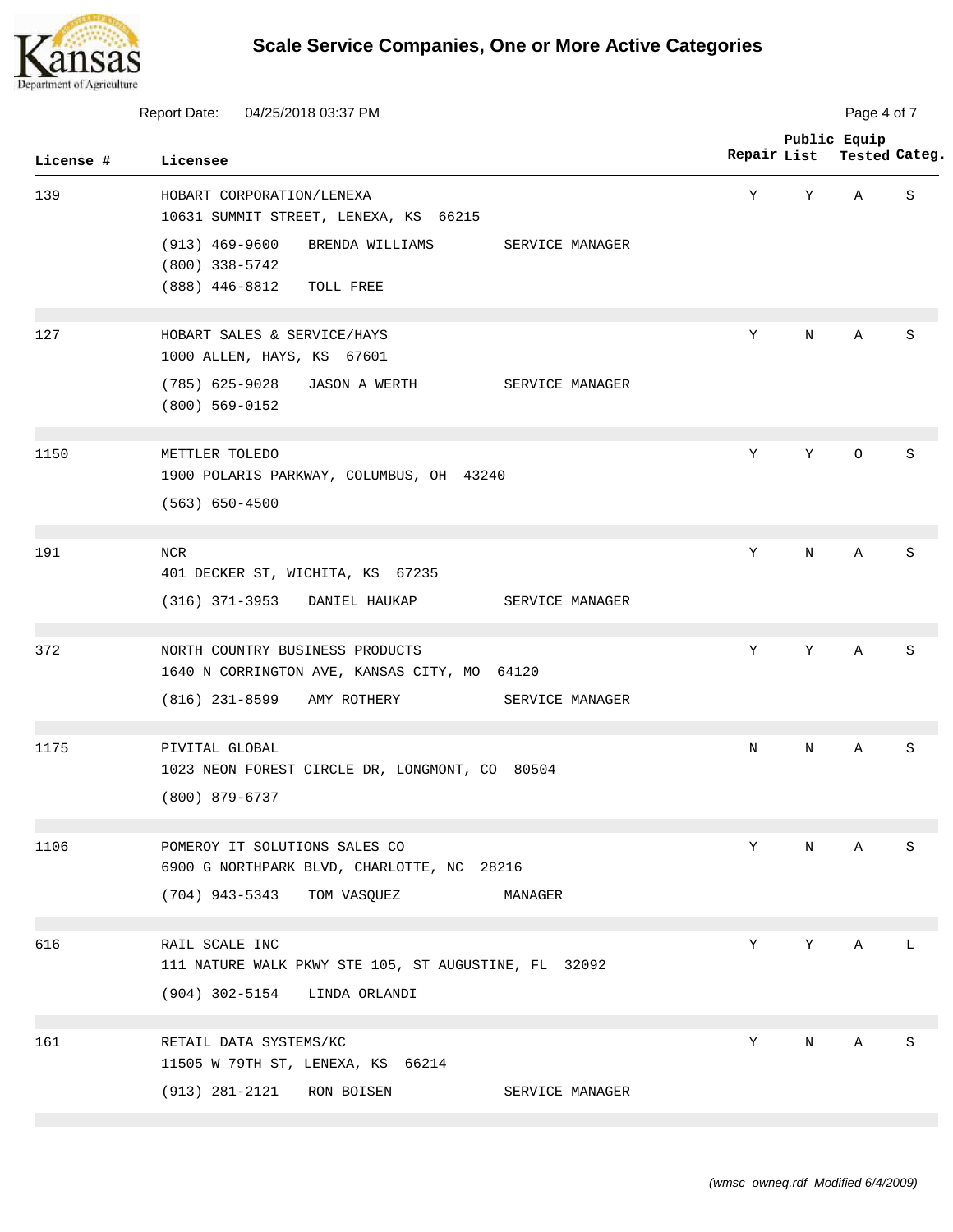# Scale Service Companies, One or More Active Categories

Report Date: 04/25/2018 03:37 PM

| License # | Licensee | Repair | Public List | Equip Tested | Categ. |
|---|---|---|---|---|---|
| 139 | HOBART CORPORATION/LENEXA<br>10631 SUMMIT STREET, LENEXA, KS 66215<br>(913) 469-9600 BRENDA WILLIAMS SERVICE MANAGER<br>(800) 338-5742<br>(888) 446-8812 TOLL FREE | Y | Y | A | S |
| 127 | HOBART SALES & SERVICE/HAYS<br>1000 ALLEN, HAYS, KS 67601<br>(785) 625-9028 JASON A WERTH SERVICE MANAGER<br>(800) 569-0152 | Y | N | A | S |
| 1150 | METTLER TOLEDO<br>1900 POLARIS PARKWAY, COLUMBUS, OH 43240<br>(563) 650-4500 | Y | Y | O | S |
| 191 | NCR<br>401 DECKER ST, WICHITA, KS 67235<br>(316) 371-3953 DANIEL HAUKAP SERVICE MANAGER | Y | N | A | S |
| 372 | NORTH COUNTRY BUSINESS PRODUCTS<br>1640 N CORRINGTON AVE, KANSAS CITY, MO 64120<br>(816) 231-8599 AMY ROTHERY SERVICE MANAGER | Y | Y | A | S |
| 1175 | PIVITAL GLOBAL<br>1023 NEON FOREST CIRCLE DR, LONGMONT, CO 80504<br>(800) 879-6737 | N | N | A | S |
| 1106 | POMEROY IT SOLUTIONS SALES CO<br>6900 G NORTHPARK BLVD, CHARLOTTE, NC 28216<br>(704) 943-5343 TOM VASQUEZ MANAGER | Y | N | A | S |
| 616 | RAIL SCALE INC<br>111 NATURE WALK PKWY STE 105, ST AUGUSTINE, FL 32092<br>(904) 302-5154 LINDA ORLANDI | Y | Y | A | L |
| 161 | RETAIL DATA SYSTEMS/KC<br>11505 W 79TH ST, LENEXA, KS 66214<br>(913) 281-2121 RON BOISEN SERVICE MANAGER | Y | N | A | S |

*(wmsc_owneq.rdf Modified 6/4/2009)*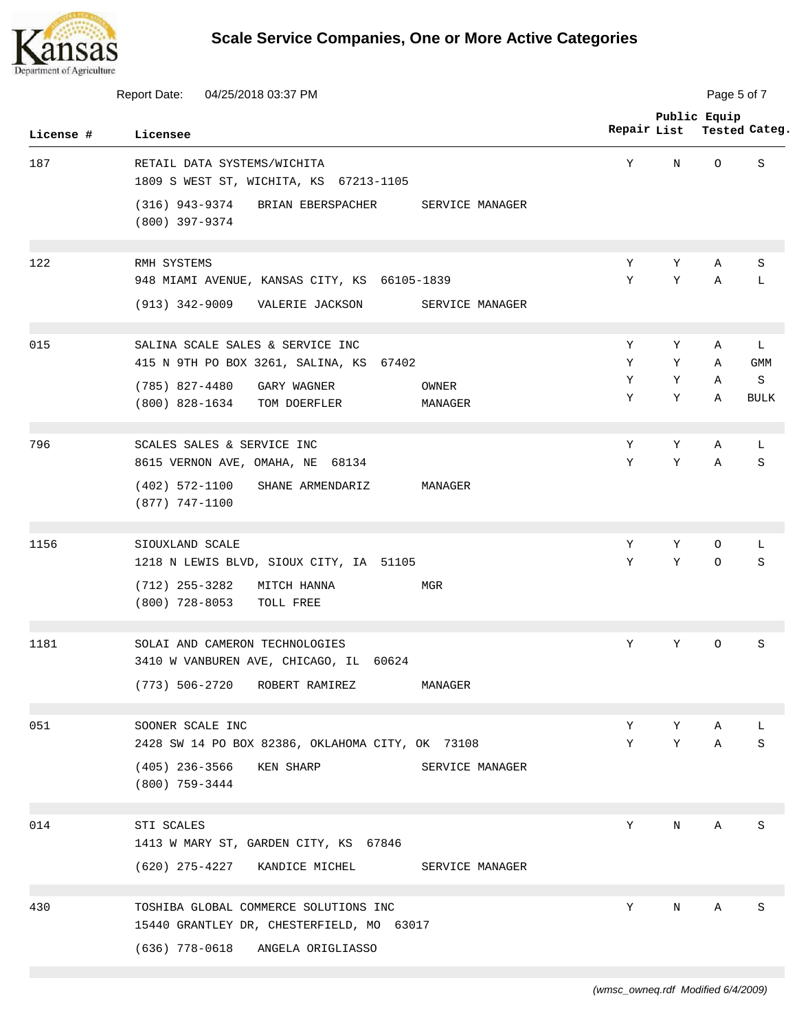# Scale Service Companies, One or More Active Categories

Report Date: 04/25/2018 03:37 PM

| License # | Licensee | Repair | Public List | Equip Tested | Categ. |
|---|---|---|---|---|---|
| 187 | RETAIL DATA SYSTEMS/WICHITA<br>1809 S WEST ST, WICHITA, KS 67213-1105<br>(316) 943-9374 BRIAN EBERSPACHER SERVICE MANAGER<br>(800) 397-9374 | Y | N | O | S |
| 122 | RMH SYSTEMS<br>948 MIAMI AVENUE, KANSAS CITY, KS 66105-1839<br>(913) 342-9009 VALERIE JACKSON SERVICE MANAGER | Y<br>Y | Y<br>Y | A<br>A | S<br>L |
| 015 | SALINA SCALE SALES & SERVICE INC<br>415 N 9TH PO BOX 3261, SALINA, KS 67402<br>(785) 827-4480 GARY WAGNER OWNER<br>(800) 828-1634 TOM DOERFLER MANAGER | Y<br>Y<br>Y<br>Y | Y<br>Y<br>Y<br>Y | A<br>A<br>A<br>A | L<br>GMM<br>S<br>BULK |
| 796 | SCALES SALES & SERVICE INC<br>8615 VERNON AVE, OMAHA, NE 68134<br>(402) 572-1100 SHANE ARMENDARIZ MANAGER<br>(877) 747-1100 | Y<br>Y | Y<br>Y | A<br>A | L<br>S |
| 1156 | SIOUXLAND SCALE<br>1218 N LEWIS BLVD, SIOUX CITY, IA 51105<br>(712) 255-3282 MITCH HANNA MGR<br>(800) 728-8053 TOLL FREE | Y<br>Y | Y<br>Y | O<br>O | L<br>S |
| 1181 | SOLAI AND CAMERON TECHNOLOGIES<br>3410 W VANBUREN AVE, CHICAGO, IL 60624<br>(773) 506-2720 ROBERT RAMIREZ MANAGER | Y | Y | O | S |
| 051 | SOONER SCALE INC<br>2428 SW 14 PO BOX 82386, OKLAHOMA CITY, OK 73108<br>(405) 236-3566 KEN SHARP SERVICE MANAGER<br>(800) 759-3444 | Y<br>Y | Y<br>Y | A<br>A | L<br>S |
| 014 | STI SCALES<br>1413 W MARY ST, GARDEN CITY, KS 67846<br>(620) 275-4227 KANDICE MICHEL SERVICE MANAGER | Y | N | A | S |
| 430 | TOSHIBA GLOBAL COMMERCE SOLUTIONS INC<br>15440 GRANTLEY DR, CHESTERFIELD, MO 63017<br>(636) 778-0618 ANGELA ORIGLIASSO | Y | N | A | S |

*(wmsc_owneq.rdf Modified 6/4/2009)*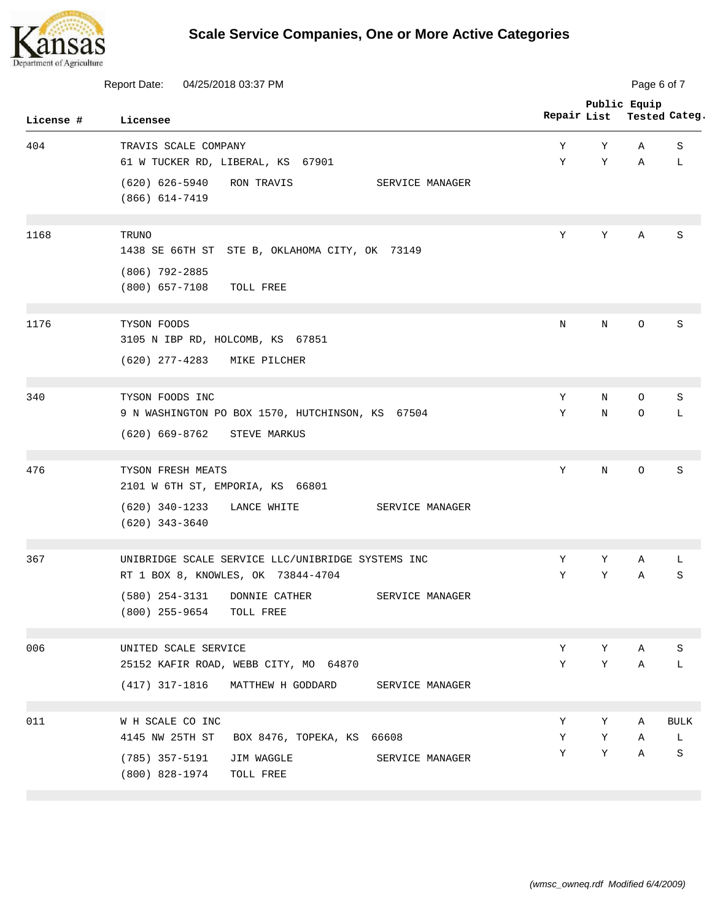# Scale Service Companies, One or More Active Categories

Report Date: 04/25/2018 03:37 PM

| License # | Licensee | Repair | Public List | Equip Tested | Categ. |
|---|---|---|---|---|---|
| 404 | TRAVIS SCALE COMPANY<br>61 W TUCKER RD, LIBERAL, KS 67901<br>(620) 626-5940 RON TRAVIS SERVICE MANAGER<br>(866) 614-7419 | Y<br>Y | Y<br>Y | A<br>A | S<br>L |
| 1168 | TRUNO<br>1438 SE 66TH ST STE B, OKLAHOMA CITY, OK 73149<br>(806) 792-2885<br>(800) 657-7108 TOLL FREE | Y | Y | A | S |
| 1176 | TYSON FOODS<br>3105 N IBP RD, HOLCOMB, KS 67851<br>(620) 277-4283 MIKE PILCHER | N | N | O | S |
| 340 | TYSON FOODS INC<br>9 N WASHINGTON PO BOX 1570, HUTCHINSON, KS 67504<br>(620) 669-8762 STEVE MARKUS | Y<br>Y | N<br>N | O<br>O | S<br>L |
| 476 | TYSON FRESH MEATS<br>2101 W 6TH ST, EMPORIA, KS 66801<br>(620) 340-1233 LANCE WHITE SERVICE MANAGER<br>(620) 343-3640 | Y | N | O | S |
| 367 | UNIBRIDGE SCALE SERVICE LLC/UNIBRIDGE SYSTEMS INC<br>RT 1 BOX 8, KNOWLES, OK 73844-4704<br>(580) 254-3131 DONNIE CATHER SERVICE MANAGER<br>(800) 255-9654 TOLL FREE | Y<br>Y | Y<br>Y | A<br>A | L<br>S |
| 006 | UNITED SCALE SERVICE<br>25152 KAFIR ROAD, WEBB CITY, MO 64870<br>(417) 317-1816 MATTHEW H GODDARD SERVICE MANAGER | Y<br>Y | Y<br>Y | A<br>A | S<br>L |
| 011 | W H SCALE CO INC<br>4145 NW 25TH ST BOX 8476, TOPEKA, KS 66608<br>(785) 357-5191 JIM WAGGLE SERVICE MANAGER<br>(800) 828-1974 TOLL FREE | Y<br>Y<br>Y | Y<br>Y<br>Y | A<br>A<br>A | BULK<br>L<br>S |

*(wmsc_owneq.rdf Modified 6/4/2009)*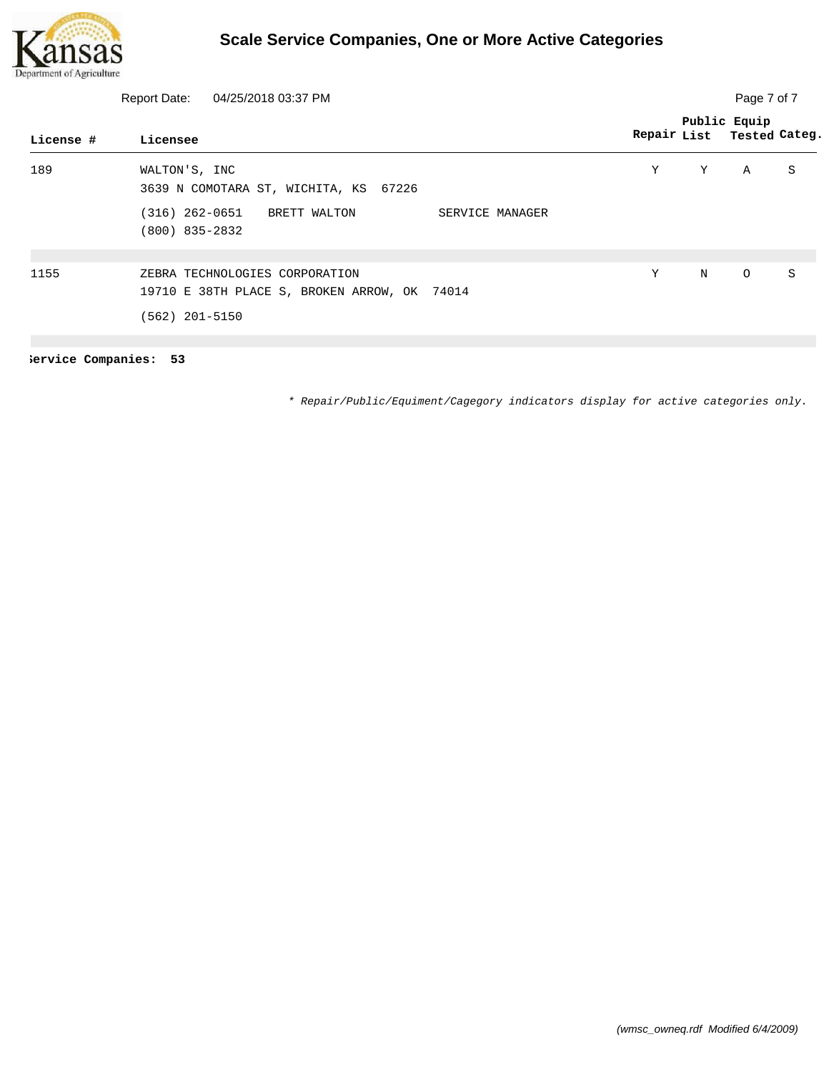# Scale Service Companies, One or More Active Categories

Report Date: 04/25/2018 03:37 PM

| License # | Licensee | | | Repair | Public List | Equip Tested | Categ. |
|---|---|---|---|---|---|---|---|
| 189 | WALTON'S, INC<br>3639 N COMOTARA ST, WICHITA, KS 67226<br>(316) 262-0651<br>(800) 835-2832 | BRETT WALTON | SERVICE MANAGER | Y | Y | A | S |
| 1155 | ZEBRA TECHNOLOGIES CORPORATION<br>19710 E 38TH PLACE S, BROKEN ARROW, OK 74014<br>(562) 201-5150 | | | Y | N | O | S |

**Service Companies: 53**

*\* Repair/Public/Equiment/Cagegory indicators display for active categories only.*

*(wmsc_owneq.rdf Modified 6/4/2009)*